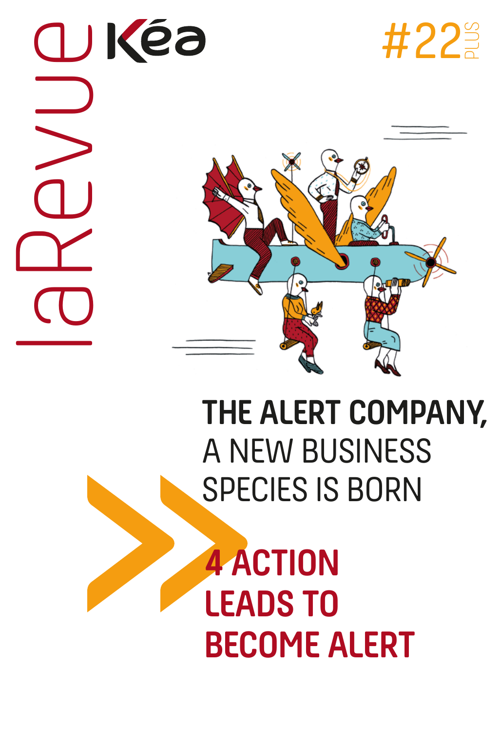laRevue Kéa

#22 PLUS

# THE ALERT COMPANY, A NEW BUSINESS SPECIES IS BORN

## 4 ACTION LEADS TO BECOME ALERT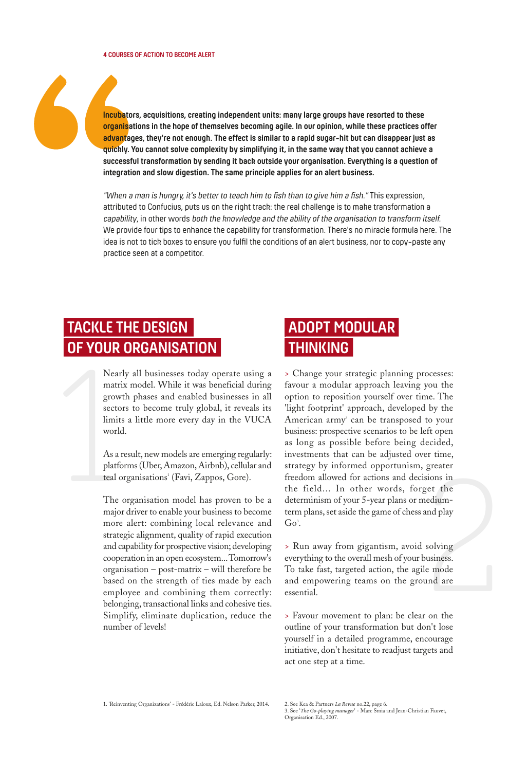4 COURSES OF ACTION TO BECOME ALERT

**Incubators, acquisitions, creating independent units: many large groups have resorted to these organisations in the hope of themselves becoming agile. In our opinion, while these practices offer advantages, they're not enough. The effect is similar to a rapid sugar-hit but can disappear just as quickly. You cannot solve complexity by simplifying it, in the same way that you cannot achieve a successful transformation by sending it back outside your organisation. Everything is a question of integration and slow digestion. The same principle applies for an alert business.**

*"When a man is hungry, it's better to teach him to fish than to give him a fish."* This expression, attributed to Confucius, puts us on the right track: the real challenge is to make transformation a *capability*, in other words *both the knowledge and the ability of the organisation to transform itself.* We provide four tips to enhance the capability for transformation. There's no miracle formula here. The idea is not to tick boxes to ensure you fulfil the conditions of an alert business, nor to copy-paste any practice seen at a competitor.

## 1. TACKLE THE DESIGN OF YOUR ORGANISATION

Nearly all businesses today operate using a matrix model. While it was beneficial during growth phases and enabled businesses in all sectors to become truly global, it reveals its limits a little more every day in the VUCA world.

As a result, new models are emerging regularly: platforms (Uber, Amazon, Airbnb), cellular and teal organisations[1] (Favi, Zappos, Gore).

The organisation model has proven to be a major driver to enable your business to become more alert: combining local relevance and strategic alignment, quality of rapid execution and capability for prospective vision; developing cooperation in an open ecosystem... Tomorrow's organisation – post-matrix – will therefore be based on the strength of ties made by each employee and combining them correctly: belonging, transactional links and cohesive ties. Simplify, eliminate duplication, reduce the number of levels!

1. 'Reinventing Organizations' - Frédéric Laloux, Ed. Nelson Parker, 2014.

## 2. ADOPT MODULAR THINKING

> Change your strategic planning processes: favour a modular approach leaving you the option to reposition yourself over time. The 'light footprint' approach, developed by the American army[2] can be transposed to your business: prospective scenarios to be left open as long as possible before being decided, investments that can be adjusted over time, strategy by informed opportunism, greater freedom allowed for actions and decisions in the field... In other words, forget the determinism of your 5-year plans or medium-term plans, set aside the game of chess and play Go[3].

> Run away from gigantism, avoid solving everything to the overall mesh of your business. To take fast, targeted action, the agile mode and empowering teams on the ground are essential.

> Favour movement to plan: be clear on the outline of your transformation but don't lose yourself in a detailed programme, encourage initiative, don't hesitate to readjust targets and act one step at a time.

2. See Kea & Partners *La Revue* no.22, page 6.
3. See '*The Go-playing manager*' - Marc Smia and Jean-Christian Fauvet, Organisation Ed., 2007.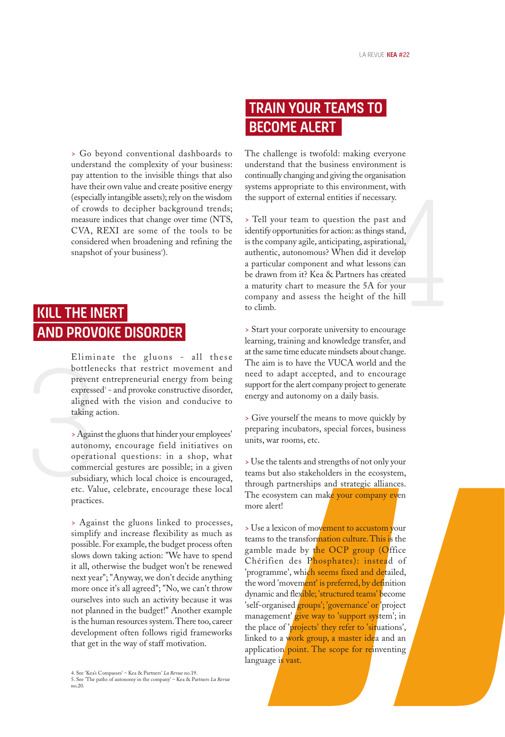> Go beyond conventional dashboards to understand the complexity of your business: pay attention to the invisible things that also have their own value and create positive energy (especially intangible assets); rely on the wisdom of crowds to decipher background trends; measure indices that change over time (NTS, CVA, REXI are some of the tools to be considered when broadening and refining the snapshot of your business[4]).

## KILL THE INERT AND PROVOKE DISORDER

Eliminate the gluons - all these bottlenecks that restrict movement and prevent entrepreneurial energy from being expressed[5] - and provoke constructive disorder, aligned with the vision and conducive to taking action.

> Against the gluons that hinder your employees' autonomy, encourage field initiatives on operational questions: in a shop, what commercial gestures are possible; in a given subsidiary, which local choice is encouraged, etc. Value, celebrate, encourage these local practices.

> Against the gluons linked to processes, simplify and increase flexibility as much as possible. For example, the budget process often slows down taking action: "We have to spend it all, otherwise the budget won't be renewed next year"; "Anyway, we don't decide anything more once it's all agreed"; "No, we can't throw ourselves into such an activity because it was not planned in the budget!" Another example is the human resources system. There too, career development often follows rigid frameworks that get in the way of staff motivation.

## TRAIN YOUR TEAMS TO BECOME ALERT

The challenge is twofold: making everyone understand that the business environment is continually changing and giving the organisation systems appropriate to this environment, with the support of external entities if necessary.

> Tell your team to question the past and identify opportunities for action: as things stand, is the company agile, anticipating, aspirational, authentic, autonomous? When did it develop a particular component and what lessons can be drawn from it? Kea & Partners has created a maturity chart to measure the 5A for your company and assess the height of the hill to climb.

> Start your corporate university to encourage learning, training and knowledge transfer, and at the same time educate mindsets about change. The aim is to have the VUCA world and the need to adapt accepted, and to encourage support for the alert company project to generate energy and autonomy on a daily basis.

> Give yourself the means to move quickly by preparing incubators, special forces, business units, war rooms, etc.

> Use the talents and strengths of not only your teams but also stakeholders in the ecosystem, through partnerships and strategic alliances. The ecosystem can make your company even more alert!

> Use a lexicon of movement to accustom your teams to the transformation culture. This is the gamble made by the OCP group (Office Chérifien des Phosphates): instead of 'programme', which seems fixed and detailed, the word 'movement' is preferred, by definition dynamic and flexible; 'structured teams' become 'self-organised groups'; 'governance' or 'project management' give way to 'support system'; in the place of 'projects' they refer to 'situations', linked to a work group, a master idea and an application point. The scope for reinventing language is vast.

4. See 'Kea's Compasses' – Kea & Partners' *La Revue* no.19.
5. See 'The paths of autonomy in the company' – Kea & Partners *La Revue* no.20.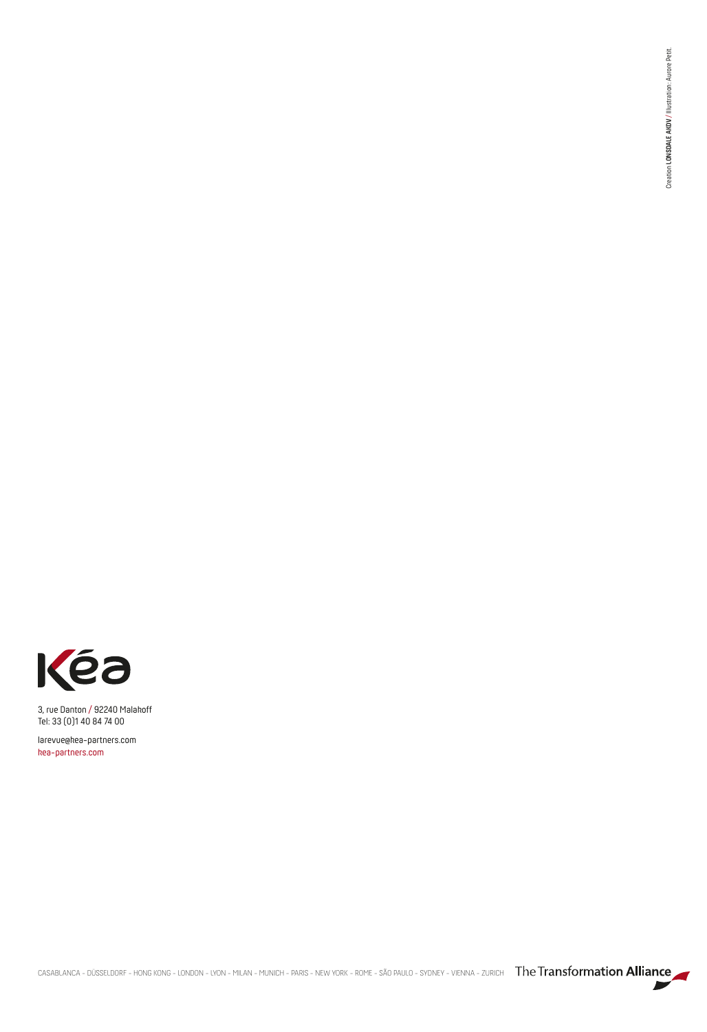Creation LONSDALE AKDV / Illustration : Aurore Petit.

Kéa

3, rue Danton / 92240 Malakoff
Tel: 33 (0)1 40 84 74 00

larevue@kea-partners.com
kea-partners.com

CASABLANCA - DÜSSELDORF - HONG KONG - LONDON - LYON - MILAN - MUNICH - PARIS - NEW YORK - ROME - SÃO PAULO - SYDNEY - VIENNA - ZURICH

The Transformation Alliance